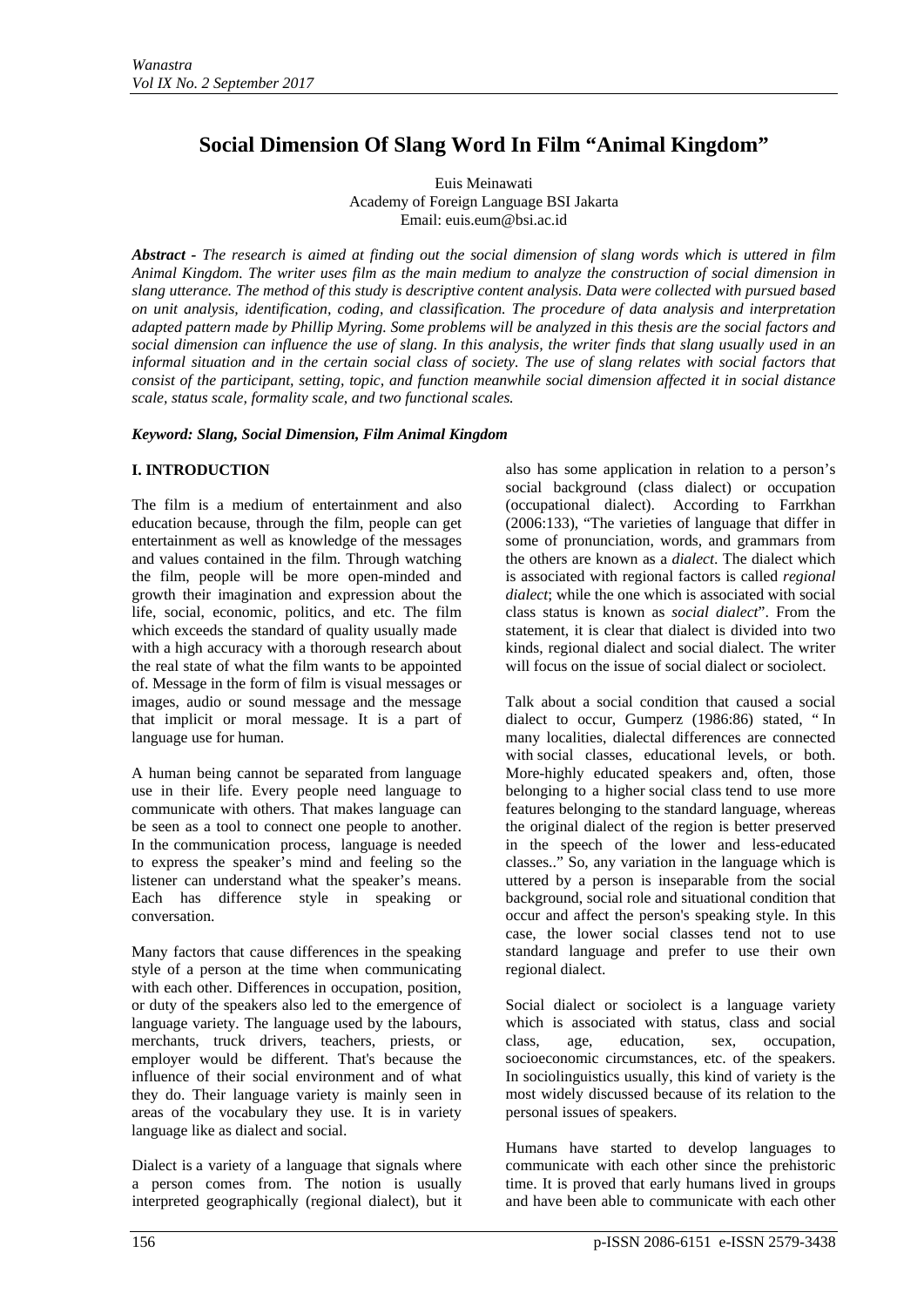# Social Dimension Of Slang Word In Film "Animal Kingdom"

Euis Meinawati
Academy of Foreign Language BSI Jakarta
Email: euis.eum@bsi.ac.id

***Abstract*** *- The research is aimed at finding out the social dimension of slang words which is uttered in film Animal Kingdom. The writer uses film as the main medium to analyze the construction of social dimension in slang utterance. The method of this study is descriptive content analysis. Data were collected with pursued based on unit analysis, identification, coding, and classification. The procedure of data analysis and interpretation adapted pattern made by Phillip Myring. Some problems will be analyzed in this thesis are the social factors and social dimension can influence the use of slang. In this analysis, the writer finds that slang usually used in an informal situation and in the certain social class of society. The use of slang relates with social factors that consist of the participant, setting, topic, and function meanwhile social dimension affected it in social distance scale, status scale, formality scale, and two functional scales.*

***Keyword: Slang, Social Dimension, Film Animal Kingdom***

## I. INTRODUCTION

The film is a medium of entertainment and also education because, through the film, people can get entertainment as well as knowledge of the messages and values contained in the film. Through watching the film, people will be more open-minded and growth their imagination and expression about the life, social, economic, politics, and etc. The film which exceeds the standard of quality usually made with a high accuracy with a thorough research about the real state of what the film wants to be appointed of. Message in the form of film is visual messages or images, audio or sound message and the message that implicit or moral message. It is a part of language use for human.

A human being cannot be separated from language use in their life. Every people need language to communicate with others. That makes language can be seen as a tool to connect one people to another. In the communication process, language is needed to express the speaker's mind and feeling so the listener can understand what the speaker's means. Each has difference style in speaking or conversation.

Many factors that cause differences in the speaking style of a person at the time when communicating with each other. Differences in occupation, position, or duty of the speakers also led to the emergence of language variety. The language used by the labours, merchants, truck drivers, teachers, priests, or employer would be different. That's because the influence of their social environment and of what they do. Their language variety is mainly seen in areas of the vocabulary they use. It is in variety language like as dialect and social.

Dialect is a variety of a language that signals where a person comes from. The notion is usually interpreted geographically (regional dialect), but it also has some application in relation to a person's social background (class dialect) or occupation (occupational dialect). According to Farrkhan (2006:133), "The varieties of language that differ in some of pronunciation, words, and grammars from the others are known as a *dialect*. The dialect which is associated with regional factors is called *regional dialect*; while the one which is associated with social class status is known as *social dialect*". From the statement, it is clear that dialect is divided into two kinds, regional dialect and social dialect. The writer will focus on the issue of social dialect or sociolect.

Talk about a social condition that caused a social dialect to occur, Gumperz (1986:86) stated, " In many localities, dialectal differences are connected with social classes, educational levels, or both. More-highly educated speakers and, often, those belonging to a higher social class tend to use more features belonging to the standard language, whereas the original dialect of the region is better preserved in the speech of the lower and less-educated classes.." So, any variation in the language which is uttered by a person is inseparable from the social background, social role and situational condition that occur and affect the person's speaking style. In this case, the lower social classes tend not to use standard language and prefer to use their own regional dialect.

Social dialect or sociolect is a language variety which is associated with status, class and social class, age, education, sex, occupation, socioeconomic circumstances, etc. of the speakers. In sociolinguistics usually, this kind of variety is the most widely discussed because of its relation to the personal issues of speakers.

Humans have started to develop languages to communicate with each other since the prehistoric time. It is proved that early humans lived in groups and have been able to communicate with each other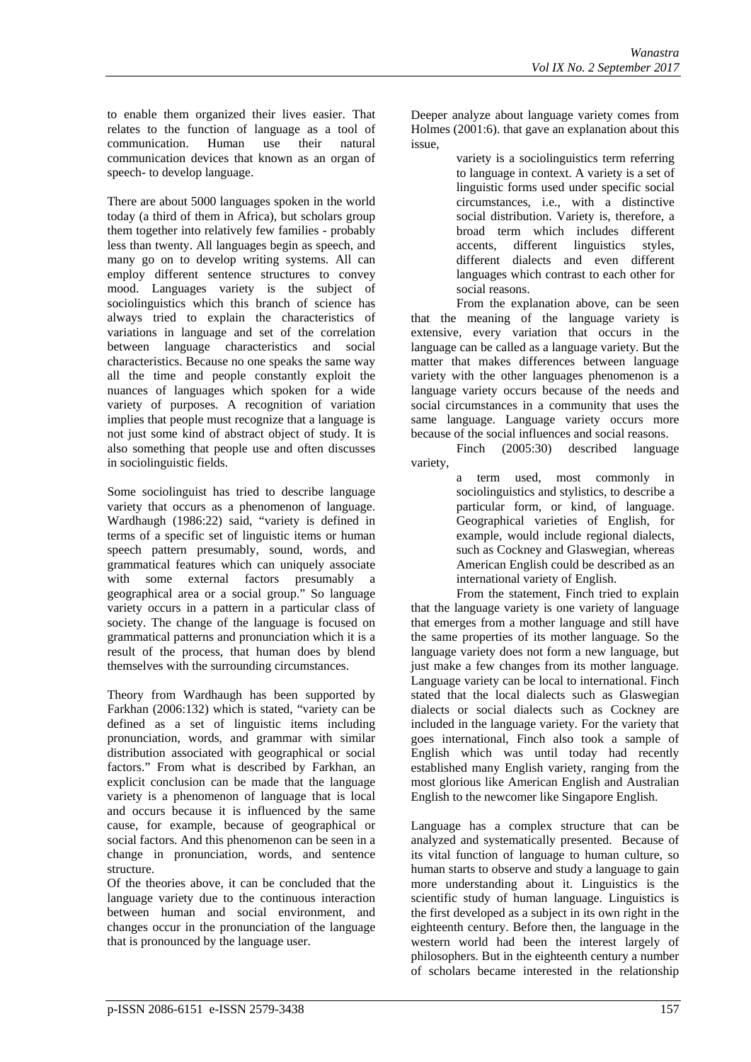to enable them organized their lives easier. That relates to the function of language as a tool of communication. Human use their natural communication devices that known as an organ of speech- to develop language.

There are about 5000 languages spoken in the world today (a third of them in Africa), but scholars group them together into relatively few families - probably less than twenty. All languages begin as speech, and many go on to develop writing systems. All can employ different sentence structures to convey mood. Languages variety is the subject of sociolinguistics which this branch of science has always tried to explain the characteristics of variations in language and set of the correlation between language characteristics and social characteristics. Because no one speaks the same way all the time and people constantly exploit the nuances of languages which spoken for a wide variety of purposes. A recognition of variation implies that people must recognize that a language is not just some kind of abstract object of study. It is also something that people use and often discusses in sociolinguistic fields.

Some sociolinguist has tried to describe language variety that occurs as a phenomenon of language. Wardhaugh (1986:22) said, "variety is defined in terms of a specific set of linguistic items or human speech pattern presumably, sound, words, and grammatical features which can uniquely associate with some external factors presumably a geographical area or a social group." So language variety occurs in a pattern in a particular class of society. The change of the language is focused on grammatical patterns and pronunciation which it is a result of the process, that human does by blend themselves with the surrounding circumstances.

Theory from Wardhaugh has been supported by Farkhan (2006:132) which is stated, "variety can be defined as a set of linguistic items including pronunciation, words, and grammar with similar distribution associated with geographical or social factors." From what is described by Farkhan, an explicit conclusion can be made that the language variety is a phenomenon of language that is local and occurs because it is influenced by the same cause, for example, because of geographical or social factors. And this phenomenon can be seen in a change in pronunciation, words, and sentence structure.

Of the theories above, it can be concluded that the language variety due to the continuous interaction between human and social environment, and changes occur in the pronunciation of the language that is pronounced by the language user.

Deeper analyze about language variety comes from Holmes (2001:6). that gave an explanation about this issue,

> variety is a sociolinguistics term referring to language in context. A variety is a set of linguistic forms used under specific social circumstances, i.e., with a distinctive social distribution. Variety is, therefore, a broad term which includes different accents, different linguistics styles, different dialects and even different languages which contrast to each other for social reasons.

From the explanation above, can be seen that the meaning of the language variety is extensive, every variation that occurs in the language can be called as a language variety. But the matter that makes differences between language variety with the other languages phenomenon is a language variety occurs because of the needs and social circumstances in a community that uses the same language. Language variety occurs more because of the social influences and social reasons.

Finch (2005:30) described language variety,

> a term used, most commonly in sociolinguistics and stylistics, to describe a particular form, or kind, of language. Geographical varieties of English, for example, would include regional dialects, such as Cockney and Glaswegian, whereas American English could be described as an international variety of English.

From the statement, Finch tried to explain that the language variety is one variety of language that emerges from a mother language and still have the same properties of its mother language. So the language variety does not form a new language, but just make a few changes from its mother language. Language variety can be local to international. Finch stated that the local dialects such as Glaswegian dialects or social dialects such as Cockney are included in the language variety. For the variety that goes international, Finch also took a sample of English which was until today had recently established many English variety, ranging from the most glorious like American English and Australian English to the newcomer like Singapore English.

Language has a complex structure that can be analyzed and systematically presented. Because of its vital function of language to human culture, so human starts to observe and study a language to gain more understanding about it. Linguistics is the scientific study of human language. Linguistics is the first developed as a subject in its own right in the eighteenth century. Before then, the language in the western world had been the interest largely of philosophers. But in the eighteenth century a number of scholars became interested in the relationship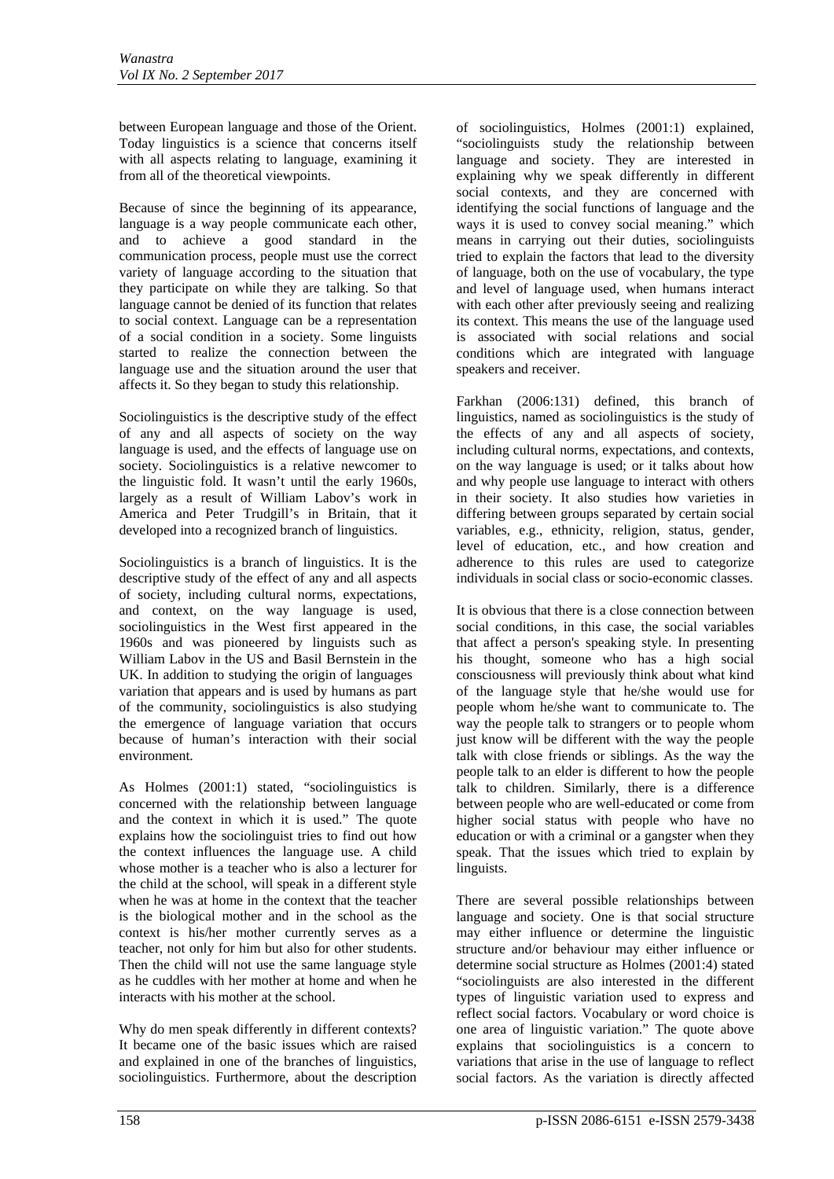between European language and those of the Orient. Today linguistics is a science that concerns itself with all aspects relating to language, examining it from all of the theoretical viewpoints.

Because of since the beginning of its appearance, language is a way people communicate each other, and to achieve a good standard in the communication process, people must use the correct variety of language according to the situation that they participate on while they are talking. So that language cannot be denied of its function that relates to social context. Language can be a representation of a social condition in a society. Some linguists started to realize the connection between the language use and the situation around the user that affects it. So they began to study this relationship.

Sociolinguistics is the descriptive study of the effect of any and all aspects of society on the way language is used, and the effects of language use on society. Sociolinguistics is a relative newcomer to the linguistic fold. It wasn't until the early 1960s, largely as a result of William Labov's work in America and Peter Trudgill's in Britain, that it developed into a recognized branch of linguistics.

Sociolinguistics is a branch of linguistics. It is the descriptive study of the effect of any and all aspects of society, including cultural norms, expectations, and context, on the way language is used, sociolinguistics in the West first appeared in the 1960s and was pioneered by linguists such as William Labov in the US and Basil Bernstein in the UK. In addition to studying the origin of languages variation that appears and is used by humans as part of the community, sociolinguistics is also studying the emergence of language variation that occurs because of human's interaction with their social environment.

As Holmes (2001:1) stated, "sociolinguistics is concerned with the relationship between language and the context in which it is used." The quote explains how the sociolinguist tries to find out how the context influences the language use. A child whose mother is a teacher who is also a lecturer for the child at the school, will speak in a different style when he was at home in the context that the teacher is the biological mother and in the school as the context is his/her mother currently serves as a teacher, not only for him but also for other students. Then the child will not use the same language style as he cuddles with her mother at home and when he interacts with his mother at the school.

Why do men speak differently in different contexts? It became one of the basic issues which are raised and explained in one of the branches of linguistics, sociolinguistics. Furthermore, about the description of sociolinguistics, Holmes (2001:1) explained, "sociolinguists study the relationship between language and society. They are interested in explaining why we speak differently in different social contexts, and they are concerned with identifying the social functions of language and the ways it is used to convey social meaning." which means in carrying out their duties, sociolinguists tried to explain the factors that lead to the diversity of language, both on the use of vocabulary, the type and level of language used, when humans interact with each other after previously seeing and realizing its context. This means the use of the language used is associated with social relations and social conditions which are integrated with language speakers and receiver.

Farkhan (2006:131) defined, this branch of linguistics, named as sociolinguistics is the study of the effects of any and all aspects of society, including cultural norms, expectations, and contexts, on the way language is used; or it talks about how and why people use language to interact with others in their society. It also studies how varieties in differing between groups separated by certain social variables, e.g., ethnicity, religion, status, gender, level of education, etc., and how creation and adherence to this rules are used to categorize individuals in social class or socio-economic classes.

It is obvious that there is a close connection between social conditions, in this case, the social variables that affect a person's speaking style. In presenting his thought, someone who has a high social consciousness will previously think about what kind of the language style that he/she would use for people whom he/she want to communicate to. The way the people talk to strangers or to people whom just know will be different with the way the people talk with close friends or siblings. As the way the people talk to an elder is different to how the people talk to children. Similarly, there is a difference between people who are well-educated or come from higher social status with people who have no education or with a criminal or a gangster when they speak. That the issues which tried to explain by linguists.

There are several possible relationships between language and society. One is that social structure may either influence or determine the linguistic structure and/or behaviour may either influence or determine social structure as Holmes (2001:4) stated "sociolinguists are also interested in the different types of linguistic variation used to express and reflect social factors. Vocabulary or word choice is one area of linguistic variation." The quote above explains that sociolinguistics is a concern to variations that arise in the use of language to reflect social factors. As the variation is directly affected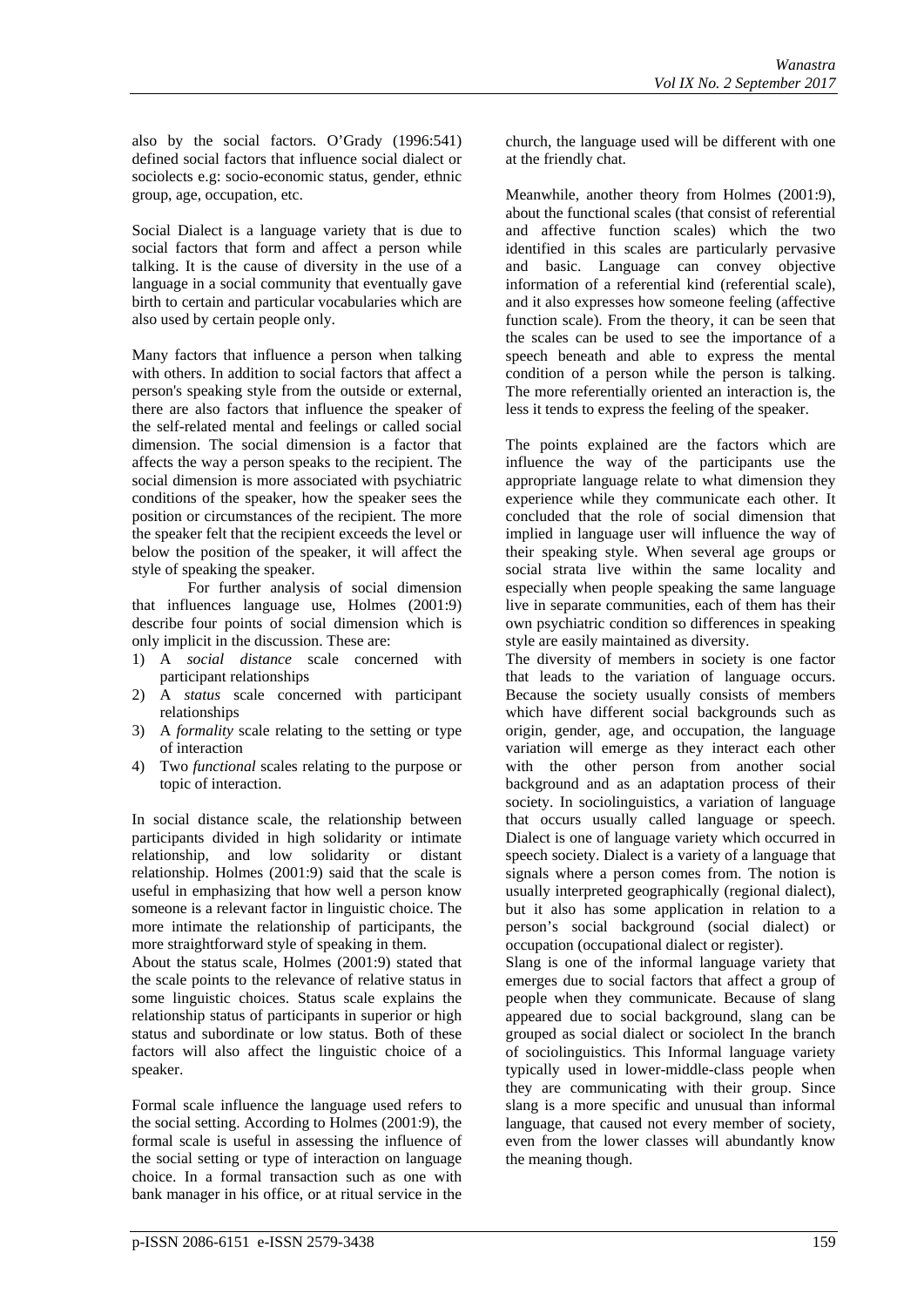also by the social factors. O'Grady (1996:541) defined social factors that influence social dialect or sociolects e.g: socio-economic status, gender, ethnic group, age, occupation, etc.

Social Dialect is a language variety that is due to social factors that form and affect a person while talking. It is the cause of diversity in the use of a language in a social community that eventually gave birth to certain and particular vocabularies which are also used by certain people only.

Many factors that influence a person when talking with others. In addition to social factors that affect a person's speaking style from the outside or external, there are also factors that influence the speaker of the self-related mental and feelings or called social dimension. The social dimension is a factor that affects the way a person speaks to the recipient. The social dimension is more associated with psychiatric conditions of the speaker, how the speaker sees the position or circumstances of the recipient. The more the speaker felt that the recipient exceeds the level or below the position of the speaker, it will affect the style of speaking the speaker.

For further analysis of social dimension that influences language use, Holmes (2001:9) describe four points of social dimension which is only implicit in the discussion. These are:

1) A *social distance* scale concerned with participant relationships
2) A *status* scale concerned with participant relationships
3) A *formality* scale relating to the setting or type of interaction
4) Two *functional* scales relating to the purpose or topic of interaction.

In social distance scale, the relationship between participants divided in high solidarity or intimate relationship, and low solidarity or distant relationship. Holmes (2001:9) said that the scale is useful in emphasizing that how well a person know someone is a relevant factor in linguistic choice. The more intimate the relationship of participants, the more straightforward style of speaking in them.

About the status scale, Holmes (2001:9) stated that the scale points to the relevance of relative status in some linguistic choices. Status scale explains the relationship status of participants in superior or high status and subordinate or low status. Both of these factors will also affect the linguistic choice of a speaker.

Formal scale influence the language used refers to the social setting. According to Holmes (2001:9), the formal scale is useful in assessing the influence of the social setting or type of interaction on language choice. In a formal transaction such as one with bank manager in his office, or at ritual service in the church, the language used will be different with one at the friendly chat.

Meanwhile, another theory from Holmes (2001:9), about the functional scales (that consist of referential and affective function scales) which the two identified in this scales are particularly pervasive and basic. Language can convey objective information of a referential kind (referential scale), and it also expresses how someone feeling (affective function scale). From the theory, it can be seen that the scales can be used to see the importance of a speech beneath and able to express the mental condition of a person while the person is talking. The more referentially oriented an interaction is, the less it tends to express the feeling of the speaker.

The points explained are the factors which are influence the way of the participants use the appropriate language relate to what dimension they experience while they communicate each other. It concluded that the role of social dimension that implied in language user will influence the way of their speaking style. When several age groups or social strata live within the same locality and especially when people speaking the same language live in separate communities, each of them has their own psychiatric condition so differences in speaking style are easily maintained as diversity.

The diversity of members in society is one factor that leads to the variation of language occurs. Because the society usually consists of members which have different social backgrounds such as origin, gender, age, and occupation, the language variation will emerge as they interact each other with the other person from another social background and as an adaptation process of their society. In sociolinguistics, a variation of language that occurs usually called language or speech. Dialect is one of language variety which occurred in speech society. Dialect is a variety of a language that signals where a person comes from. The notion is usually interpreted geographically (regional dialect), but it also has some application in relation to a person's social background (social dialect) or occupation (occupational dialect or register).

Slang is one of the informal language variety that emerges due to social factors that affect a group of people when they communicate. Because of slang appeared due to social background, slang can be grouped as social dialect or sociolect In the branch of sociolinguistics. This Informal language variety typically used in lower-middle-class people when they are communicating with their group. Since slang is a more specific and unusual than informal language, that caused not every member of society, even from the lower classes will abundantly know the meaning though.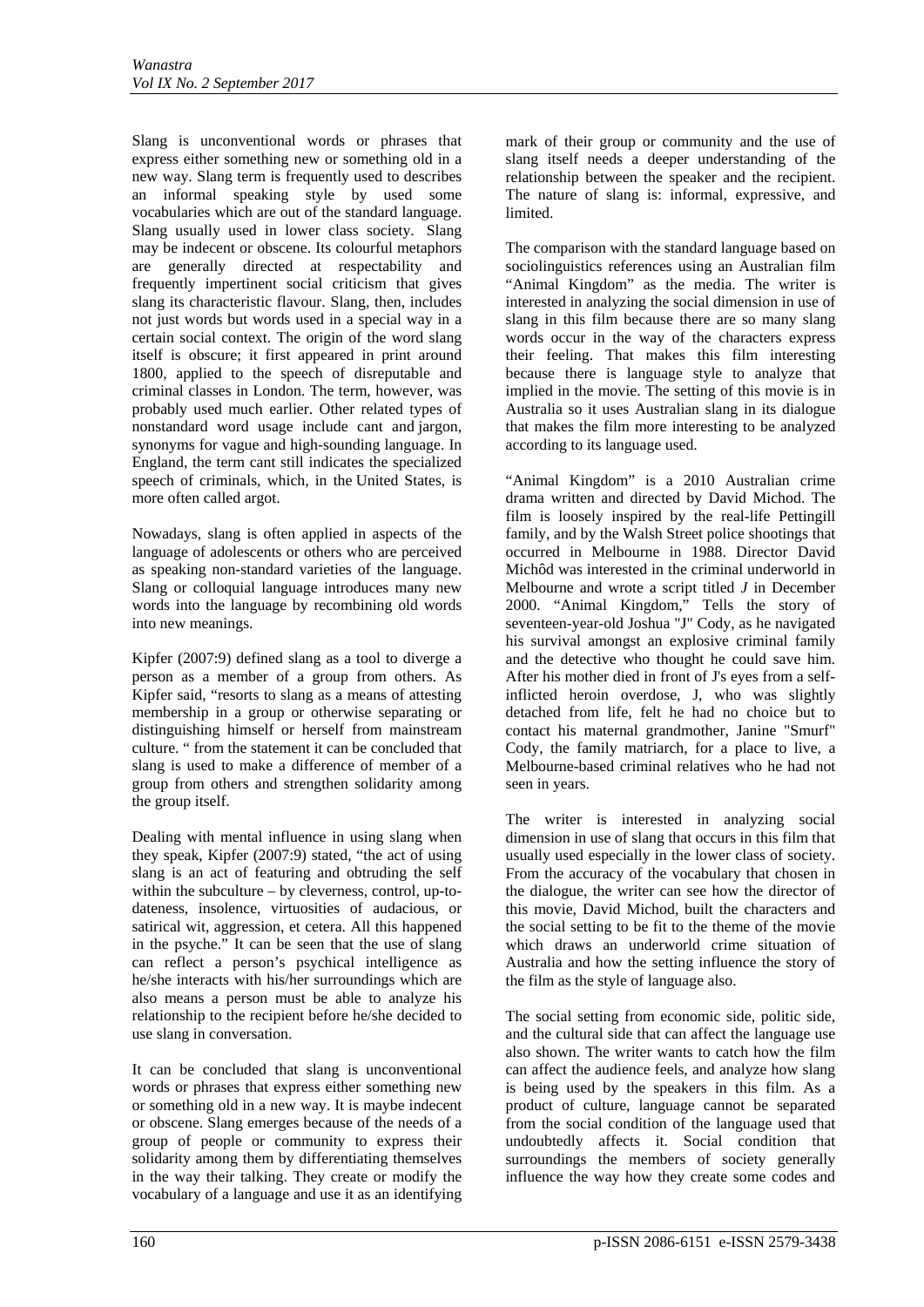Slang is unconventional words or phrases that express either something new or something old in a new way. Slang term is frequently used to describes an informal speaking style by used some vocabularies which are out of the standard language. Slang usually used in lower class society. Slang may be indecent or obscene. Its colourful metaphors are generally directed at respectability and frequently impertinent social criticism that gives slang its characteristic flavour. Slang, then, includes not just words but words used in a special way in a certain social context. The origin of the word slang itself is obscure; it first appeared in print around 1800, applied to the speech of disreputable and criminal classes in London. The term, however, was probably used much earlier. Other related types of nonstandard word usage include cant and jargon, synonyms for vague and high-sounding language. In England, the term cant still indicates the specialized speech of criminals, which, in the United States, is more often called argot.

Nowadays, slang is often applied in aspects of the language of adolescents or others who are perceived as speaking non-standard varieties of the language. Slang or colloquial language introduces many new words into the language by recombining old words into new meanings.

Kipfer (2007:9) defined slang as a tool to diverge a person as a member of a group from others. As Kipfer said, "resorts to slang as a means of attesting membership in a group or otherwise separating or distinguishing himself or herself from mainstream culture. " from the statement it can be concluded that slang is used to make a difference of member of a group from others and strengthen solidarity among the group itself.

Dealing with mental influence in using slang when they speak, Kipfer (2007:9) stated, "the act of using slang is an act of featuring and obtruding the self within the subculture – by cleverness, control, up-to-dateness, insolence, virtuosities of audacious, or satirical wit, aggression, et cetera. All this happened in the psyche." It can be seen that the use of slang can reflect a person's psychical intelligence as he/she interacts with his/her surroundings which are also means a person must be able to analyze his relationship to the recipient before he/she decided to use slang in conversation.

It can be concluded that slang is unconventional words or phrases that express either something new or something old in a new way. It is maybe indecent or obscene. Slang emerges because of the needs of a group of people or community to express their solidarity among them by differentiating themselves in the way their talking. They create or modify the vocabulary of a language and use it as an identifying mark of their group or community and the use of slang itself needs a deeper understanding of the relationship between the speaker and the recipient. The nature of slang is: informal, expressive, and limited.

The comparison with the standard language based on sociolinguistics references using an Australian film "Animal Kingdom" as the media. The writer is interested in analyzing the social dimension in use of slang in this film because there are so many slang words occur in the way of the characters express their feeling. That makes this film interesting because there is language style to analyze that implied in the movie. The setting of this movie is in Australia so it uses Australian slang in its dialogue that makes the film more interesting to be analyzed according to its language used.

"Animal Kingdom" is a 2010 Australian crime drama written and directed by David Michod. The film is loosely inspired by the real-life Pettingill family, and by the Walsh Street police shootings that occurred in Melbourne in 1988. Director David Michôd was interested in the criminal underworld in Melbourne and wrote a script titled *J* in December 2000. "Animal Kingdom," Tells the story of seventeen-year-old Joshua "J" Cody, as he navigated his survival amongst an explosive criminal family and the detective who thought he could save him. After his mother died in front of J's eyes from a self-inflicted heroin overdose, J, who was slightly detached from life, felt he had no choice but to contact his maternal grandmother, Janine "Smurf" Cody, the family matriarch, for a place to live, a Melbourne-based criminal relatives who he had not seen in years.

The writer is interested in analyzing social dimension in use of slang that occurs in this film that usually used especially in the lower class of society. From the accuracy of the vocabulary that chosen in the dialogue, the writer can see how the director of this movie, David Michod, built the characters and the social setting to be fit to the theme of the movie which draws an underworld crime situation of Australia and how the setting influence the story of the film as the style of language also.

The social setting from economic side, politic side, and the cultural side that can affect the language use also shown. The writer wants to catch how the film can affect the audience feels, and analyze how slang is being used by the speakers in this film. As a product of culture, language cannot be separated from the social condition of the language used that undoubtedly affects it. Social condition that surroundings the members of society generally influence the way how they create some codes and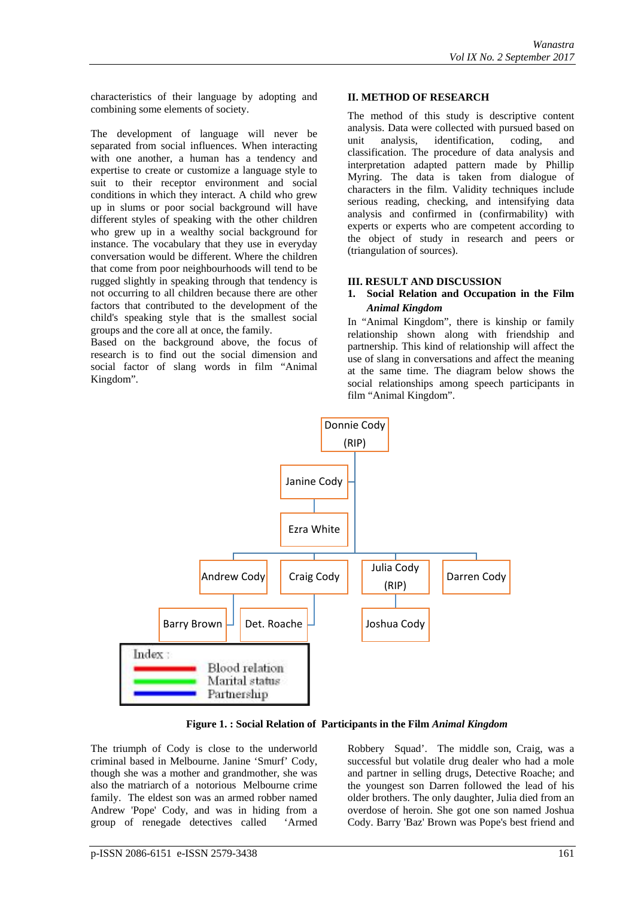characteristics of their language by adopting and combining some elements of society.

The development of language will never be separated from social influences. When interacting with one another, a human has a tendency and expertise to create or customize a language style to suit to their receptor environment and social conditions in which they interact. A child who grew up in slums or poor social background will have different styles of speaking with the other children who grew up in a wealthy social background for instance. The vocabulary that they use in everyday conversation would be different. Where the children that come from poor neighbourhoods will tend to be rugged slightly in speaking through that tendency is not occurring to all children because there are other factors that contributed to the development of the child's speaking style that is the smallest social groups and the core all at once, the family.

Based on the background above, the focus of research is to find out the social dimension and social factor of slang words in film "Animal Kingdom".

## II. METHOD OF RESEARCH

The method of this study is descriptive content analysis. Data were collected with pursued based on unit analysis, identification, coding, and classification. The procedure of data analysis and interpretation adapted pattern made by Phillip Myring. The data is taken from dialogue of characters in the film. Validity techniques include serious reading, checking, and intensifying data analysis and confirmed in (confirmability) with experts or experts who are competent according to the object of study in research and peers or (triangulation of sources).

## III. RESULT AND DISCUSSION

### 1. Social Relation and Occupation in the Film *Animal Kingdom*

In "Animal Kingdom", there is kinship or family relationship shown along with friendship and partnership. This kind of relationship will affect the use of slang in conversations and affect the meaning at the same time. The diagram below shows the social relationships among speech participants in film "Animal Kingdom".

Donnie Cody (RIP)

Janine Cody

Ezra White

Andrew Cody | Craig Cody | Julia Cody (RIP) | Darren Cody

Barry Brown | Det. Roache | Joshua Cody

Index :
- Blood relation
- Marital status
- Partnership

**Figure 1. : Social Relation of Participants in the Film *Animal Kingdom***

The triumph of Cody is close to the underworld criminal based in Melbourne. Janine 'Smurf' Cody, though she was a mother and grandmother, she was also the matriarch of a notorious Melbourne crime family. The eldest son was an armed robber named Andrew 'Pope' Cody, and was in hiding from a group of renegade detectives called 'Armed Robbery Squad'. The middle son, Craig, was a successful but volatile drug dealer who had a mole and partner in selling drugs, Detective Roache; and the youngest son Darren followed the lead of his older brothers. The only daughter, Julia died from an overdose of heroin. She got one son named Joshua Cody. Barry 'Baz' Brown was Pope's best friend and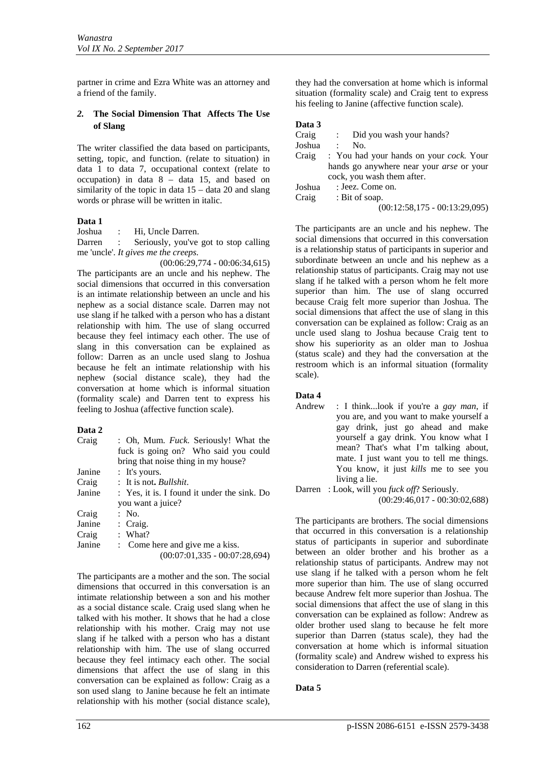partner in crime and Ezra White was an attorney and a friend of the family.

### *2.* The Social Dimension That Affects The Use of Slang

The writer classified the data based on participants, setting, topic, and function. (relate to situation) in data 1 to data 7, occupational context (relate to occupation) in data 8 – data 15, and based on similarity of the topic in data 15 – data 20 and slang words or phrase will be written in italic.

**Data 1**

Joshua : Hi, Uncle Darren.
Darren : Seriously, you've got to stop calling me 'uncle'. *It gives me the creeps.*
(00:06:29,774 - 00:06:34,615)

The participants are an uncle and his nephew. The social dimensions that occurred in this conversation is an intimate relationship between an uncle and his nephew as a social distance scale. Darren may not use slang if he talked with a person who has a distant relationship with him. The use of slang occurred because they feel intimacy each other. The use of slang in this conversation can be explained as follow: Darren as an uncle used slang to Joshua because he felt an intimate relationship with his nephew (social distance scale), they had the conversation at home which is informal situation (formality scale) and Darren tent to express his feeling to Joshua (affective function scale).

**Data 2**

Craig : Oh, Mum. *Fuck.* Seriously! What the fuck is going on? Who said you could bring that noise thing in my house?
Janine : It's yours.
Craig : It is not**.** *Bullshit*.
Janine : Yes, it is. I found it under the sink. Do you want a juice?
Craig : No.
Janine : Craig.
Craig : What?
Janine : Come here and give me a kiss.
(00:07:01,335 - 00:07:28,694)

The participants are a mother and the son. The social dimensions that occurred in this conversation is an intimate relationship between a son and his mother as a social distance scale. Craig used slang when he talked with his mother. It shows that he had a close relationship with his mother. Craig may not use slang if he talked with a person who has a distant relationship with him. The use of slang occurred because they feel intimacy each other. The social dimensions that affect the use of slang in this conversation can be explained as follow: Craig as a son used slang to Janine because he felt an intimate relationship with his mother (social distance scale), they had the conversation at home which is informal situation (formality scale) and Craig tent to express his feeling to Janine (affective function scale).

**Data 3**

Craig : Did you wash your hands?
Joshua : No.
Craig : You had your hands on your *cock.* Your hands go anywhere near your *arse* or your cock, you wash them after.
Joshua : Jeez. Come on.
Craig : Bit of soap.
(00:12:58,175 - 00:13:29,095)

The participants are an uncle and his nephew. The social dimensions that occurred in this conversation is a relationship status of participants in superior and subordinate between an uncle and his nephew as a relationship status of participants. Craig may not use slang if he talked with a person whom he felt more superior than him. The use of slang occurred because Craig felt more superior than Joshua. The social dimensions that affect the use of slang in this conversation can be explained as follow: Craig as an uncle used slang to Joshua because Craig tent to show his superiority as an older man to Joshua (status scale) and they had the conversation at the restroom which is an informal situation (formality scale).

**Data 4**

Andrew : I think...look if you're a *gay man*, if you are, and you want to make yourself a gay drink, just go ahead and make yourself a gay drink. You know what I mean? That's what I'm talking about, mate. I just want you to tell me things. You know, it just *kills* me to see you living a lie.
Darren : Look, will you *fuck off*? Seriously.
(00:29:46,017 - 00:30:02,688)

The participants are brothers. The social dimensions that occurred in this conversation is a relationship status of participants in superior and subordinate between an older brother and his brother as a relationship status of participants. Andrew may not use slang if he talked with a person whom he felt more superior than him. The use of slang occurred because Andrew felt more superior than Joshua. The social dimensions that affect the use of slang in this conversation can be explained as follow: Andrew as older brother used slang to because he felt more superior than Darren (status scale), they had the conversation at home which is informal situation (formality scale) and Andrew wished to express his consideration to Darren (referential scale).

**Data 5**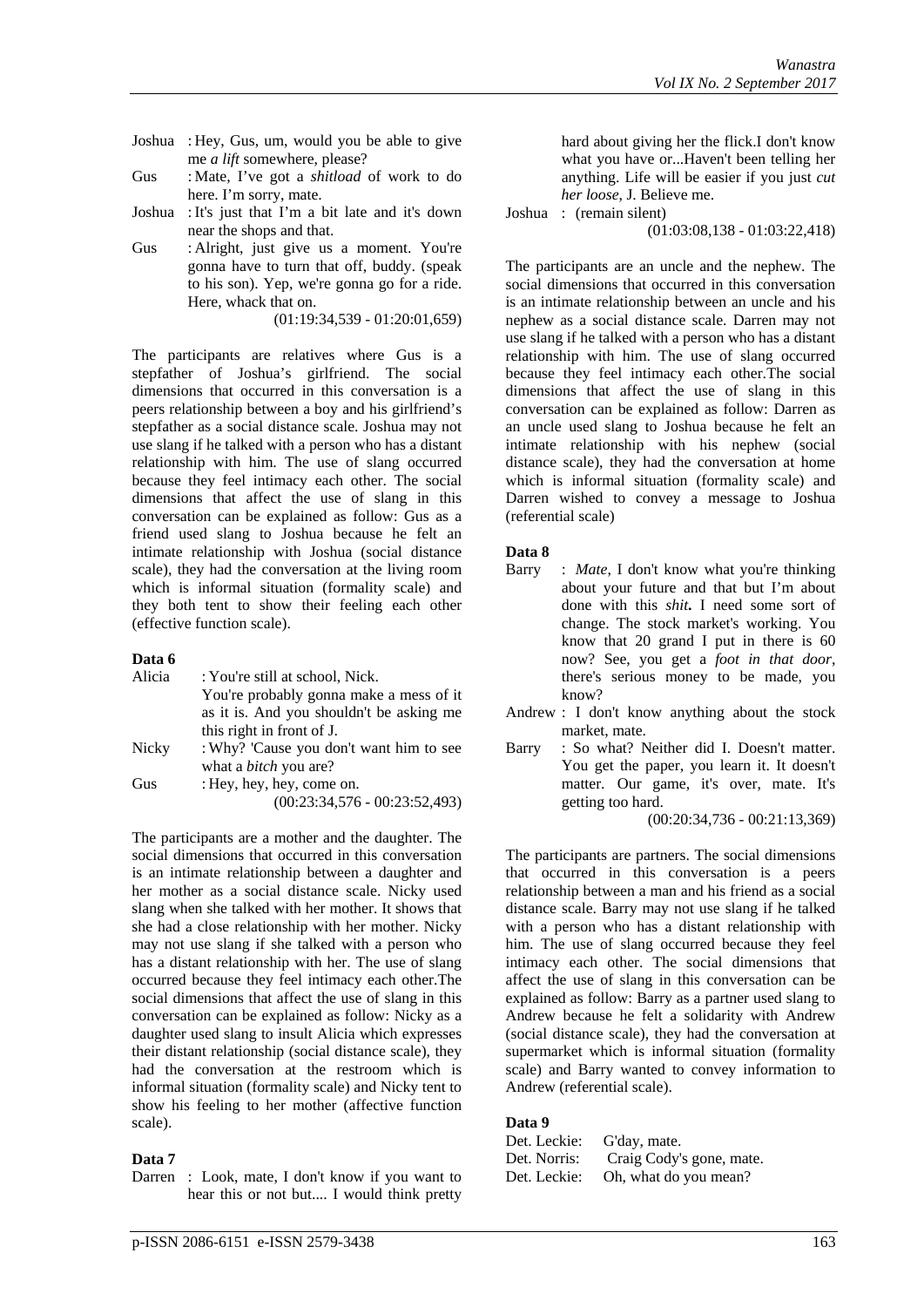Joshua : Hey, Gus, um, would you be able to give me *a lift* somewhere, please?

Gus : Mate, I've got a *shitload* of work to do here. I'm sorry, mate.

Joshua : It's just that I'm a bit late and it's down near the shops and that.

Gus : Alright, just give us a moment. You're gonna have to turn that off, buddy. (speak to his son). Yep, we're gonna go for a ride. Here, whack that on.

(01:19:34,539 - 01:20:01,659)

The participants are relatives where Gus is a stepfather of Joshua's girlfriend. The social dimensions that occurred in this conversation is a peers relationship between a boy and his girlfriend's stepfather as a social distance scale. Joshua may not use slang if he talked with a person who has a distant relationship with him. The use of slang occurred because they feel intimacy each other. The social dimensions that affect the use of slang in this conversation can be explained as follow: Gus as a friend used slang to Joshua because he felt an intimate relationship with Joshua (social distance scale), they had the conversation at the living room which is informal situation (formality scale) and they both tent to show their feeling each other (effective function scale).

**Data 6**

Alicia : You're still at school, Nick. You're probably gonna make a mess of it as it is. And you shouldn't be asking me this right in front of J.

Nicky : Why? 'Cause you don't want him to see what a *bitch* you are?

Gus : Hey, hey, hey, come on.

(00:23:34,576 - 00:23:52,493)

The participants are a mother and the daughter. The social dimensions that occurred in this conversation is an intimate relationship between a daughter and her mother as a social distance scale. Nicky used slang when she talked with her mother. It shows that she had a close relationship with her mother. Nicky may not use slang if she talked with a person who has a distant relationship with her. The use of slang occurred because they feel intimacy each other.The social dimensions that affect the use of slang in this conversation can be explained as follow: Nicky as a daughter used slang to insult Alicia which expresses their distant relationship (social distance scale), they had the conversation at the restroom which is informal situation (formality scale) and Nicky tent to show his feeling to her mother (affective function scale).

**Data 7**

Darren : Look, mate, I don't know if you want to hear this or not but.... I would think pretty hard about giving her the flick.I don't know what you have or...Haven't been telling her anything. Life will be easier if you just *cut her loose*, J. Believe me.

Joshua : (remain silent)

(01:03:08,138 - 01:03:22,418)

The participants are an uncle and the nephew. The social dimensions that occurred in this conversation is an intimate relationship between an uncle and his nephew as a social distance scale. Darren may not use slang if he talked with a person who has a distant relationship with him. The use of slang occurred because they feel intimacy each other.The social dimensions that affect the use of slang in this conversation can be explained as follow: Darren as an uncle used slang to Joshua because he felt an intimate relationship with his nephew (social distance scale), they had the conversation at home which is informal situation (formality scale) and Darren wished to convey a message to Joshua (referential scale)

**Data 8**

Barry : *Mate*, I don't know what you're thinking about your future and that but I'm about done with this ***shit***. I need some sort of change. The stock market's working. You know that 20 grand I put in there is 60 now? See, you get a *foot in that door*, there's serious money to be made, you know?

Andrew : I don't know anything about the stock market, mate.

Barry : So what? Neither did I. Doesn't matter. You get the paper, you learn it. It doesn't matter. Our game, it's over, mate. It's getting too hard.

(00:20:34,736 - 00:21:13,369)

The participants are partners. The social dimensions that occurred in this conversation is a peers relationship between a man and his friend as a social distance scale. Barry may not use slang if he talked with a person who has a distant relationship with him. The use of slang occurred because they feel intimacy each other. The social dimensions that affect the use of slang in this conversation can be explained as follow: Barry as a partner used slang to Andrew because he felt a solidarity with Andrew (social distance scale), they had the conversation at supermarket which is informal situation (formality scale) and Barry wanted to convey information to Andrew (referential scale).

**Data 9**

Det. Leckie: G'day, mate.

Det. Norris: Craig Cody's gone, mate.

Det. Leckie: Oh, what do you mean?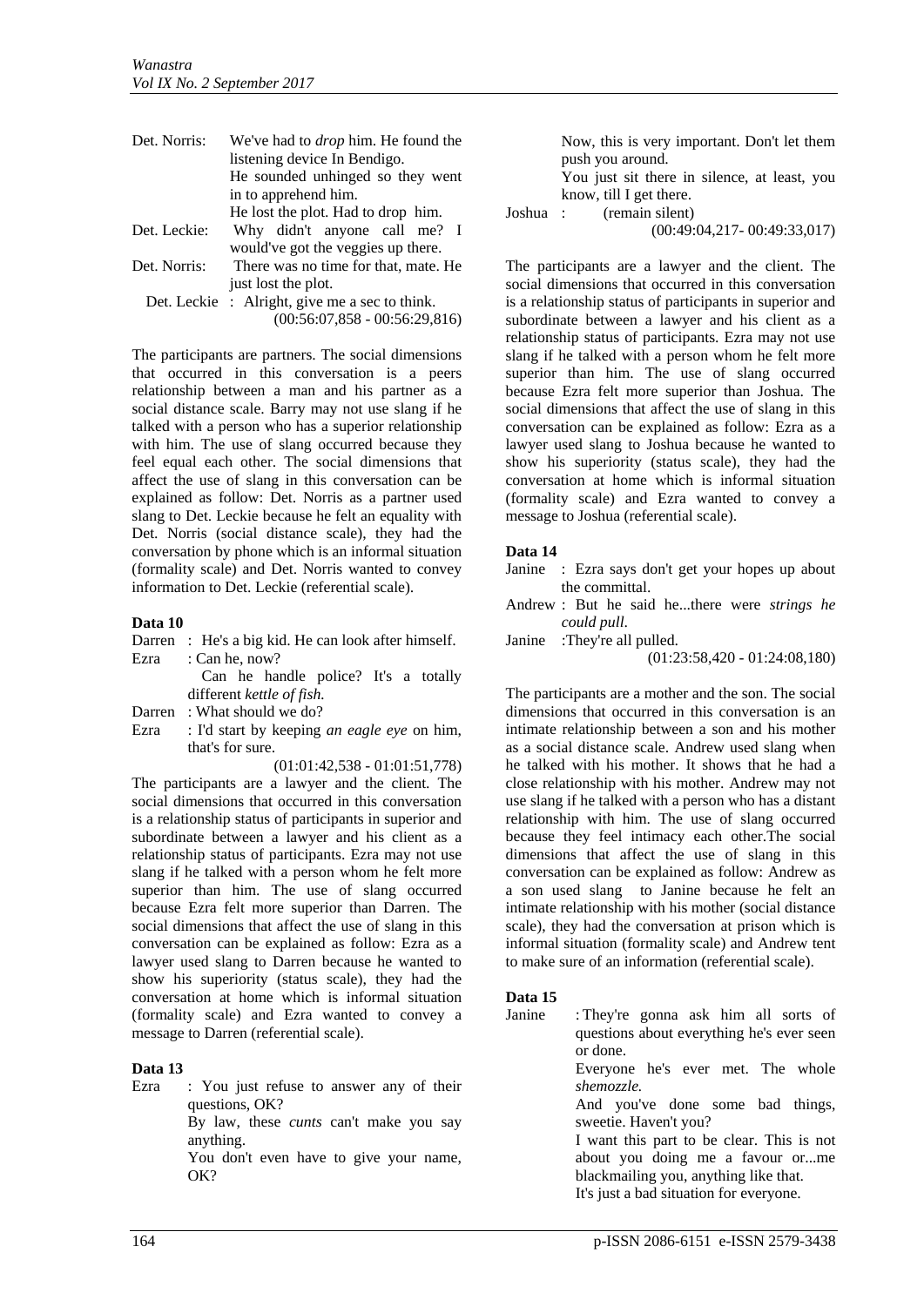Det. Norris: We've had to *drop* him. He found the listening device In Bendigo.
He sounded unhinged so they went in to apprehend him.
He lost the plot. Had to drop him.
Det. Leckie: Why didn't anyone call me? I would've got the veggies up there.
Det. Norris: There was no time for that, mate. He just lost the plot.
Det. Leckie : Alright, give me a sec to think.
(00:56:07,858 - 00:56:29,816)

The participants are partners. The social dimensions that occurred in this conversation is a peers relationship between a man and his partner as a social distance scale. Barry may not use slang if he talked with a person who has a superior relationship with him. The use of slang occurred because they feel equal each other. The social dimensions that affect the use of slang in this conversation can be explained as follow: Det. Norris as a partner used slang to Det. Leckie because he felt an equality with Det. Norris (social distance scale), they had the conversation by phone which is an informal situation (formality scale) and Det. Norris wanted to convey information to Det. Leckie (referential scale).

**Data 10**

Darren : He's a big kid. He can look after himself.
Ezra : Can he, now?
Can he handle police? It's a totally different *kettle of fish.*
Darren : What should we do?
Ezra : I'd start by keeping *an eagle eye* on him, that's for sure.
(01:01:42,538 - 01:01:51,778)

The participants are a lawyer and the client. The social dimensions that occurred in this conversation is a relationship status of participants in superior and subordinate between a lawyer and his client as a relationship status of participants. Ezra may not use slang if he talked with a person whom he felt more superior than him. The use of slang occurred because Ezra felt more superior than Darren. The social dimensions that affect the use of slang in this conversation can be explained as follow: Ezra as a lawyer used slang to Darren because he wanted to show his superiority (status scale), they had the conversation at home which is informal situation (formality scale) and Ezra wanted to convey a message to Darren (referential scale).

**Data 13**

Ezra : You just refuse to answer any of their questions, OK?
By law, these *cunts* can't make you say anything.
You don't even have to give your name, OK?
Now, this is very important. Don't let them push you around.
You just sit there in silence, at least, you know, till I get there.
Joshua : (remain silent)
(00:49:04,217- 00:49:33,017)

The participants are a lawyer and the client. The social dimensions that occurred in this conversation is a relationship status of participants in superior and subordinate between a lawyer and his client as a relationship status of participants. Ezra may not use slang if he talked with a person whom he felt more superior than him. The use of slang occurred because Ezra felt more superior than Joshua. The social dimensions that affect the use of slang in this conversation can be explained as follow: Ezra as a lawyer used slang to Joshua because he wanted to show his superiority (status scale), they had the conversation at home which is informal situation (formality scale) and Ezra wanted to convey a message to Joshua (referential scale).

**Data 14**

Janine : Ezra says don't get your hopes up about the committal.
Andrew : But he said he...there were *strings he could pull.*
Janine :They're all pulled.
(01:23:58,420 - 01:24:08,180)

The participants are a mother and the son. The social dimensions that occurred in this conversation is an intimate relationship between a son and his mother as a social distance scale. Andrew used slang when he talked with his mother. It shows that he had a close relationship with his mother. Andrew may not use slang if he talked with a person who has a distant relationship with him. The use of slang occurred because they feel intimacy each other.The social dimensions that affect the use of slang in this conversation can be explained as follow: Andrew as a son used slang to Janine because he felt an intimate relationship with his mother (social distance scale), they had the conversation at prison which is informal situation (formality scale) and Andrew tent to make sure of an information (referential scale).

**Data 15**

Janine : They're gonna ask him all sorts of questions about everything he's ever seen or done.
Everyone he's ever met. The whole *shemozzle.*
And you've done some bad things, sweetie. Haven't you?
I want this part to be clear. This is not about you doing me a favour or...me blackmailing you, anything like that.
It's just a bad situation for everyone.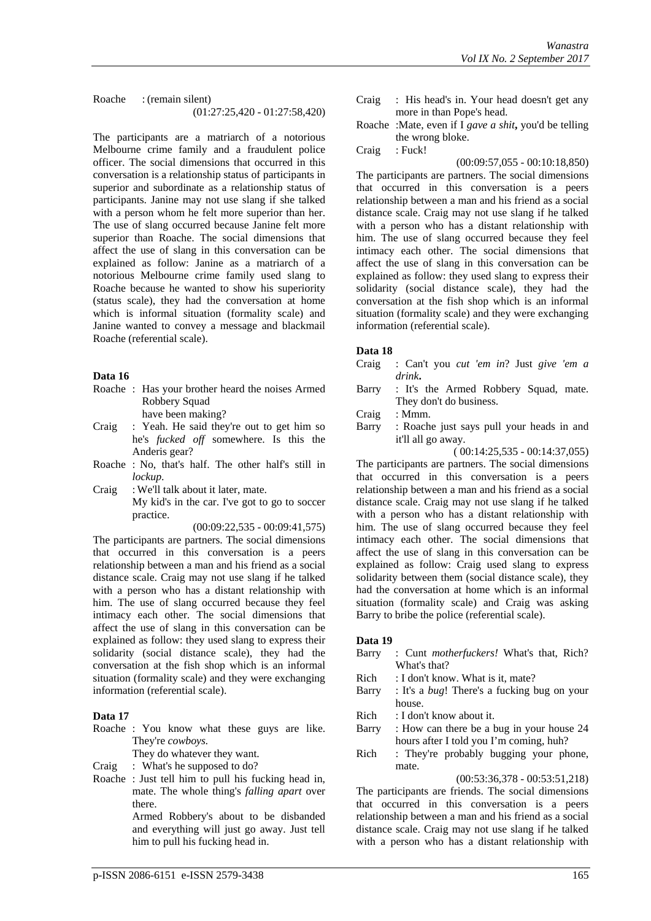Roache : (remain silent)

(01:27:25,420 - 01:27:58,420)

The participants are a matriarch of a notorious Melbourne crime family and a fraudulent police officer. The social dimensions that occurred in this conversation is a relationship status of participants in superior and subordinate as a relationship status of participants. Janine may not use slang if she talked with a person whom he felt more superior than her. The use of slang occurred because Janine felt more superior than Roache. The social dimensions that affect the use of slang in this conversation can be explained as follow: Janine as a matriarch of a notorious Melbourne crime family used slang to Roache because he wanted to show his superiority (status scale), they had the conversation at home which is informal situation (formality scale) and Janine wanted to convey a message and blackmail Roache (referential scale).

**Data 16**

Roache : Has your brother heard the noises Armed Robbery Squad have been making?

Craig : Yeah. He said they're out to get him so he's *fucked off* somewhere. Is this the Anderis gear?

Roache : No, that's half. The other half's still in *lockup*.

Craig : We'll talk about it later, mate. My kid's in the car. I've got to go to soccer practice.

(00:09:22,535 - 00:09:41,575)

The participants are partners. The social dimensions that occurred in this conversation is a peers relationship between a man and his friend as a social distance scale. Craig may not use slang if he talked with a person who has a distant relationship with him. The use of slang occurred because they feel intimacy each other. The social dimensions that affect the use of slang in this conversation can be explained as follow: they used slang to express their solidarity (social distance scale), they had the conversation at the fish shop which is an informal situation (formality scale) and they were exchanging information (referential scale).

**Data 17**

Roache : You know what these guys are like. They're *cowboys.* They do whatever they want.

Craig : What's he supposed to do?

Roache : Just tell him to pull his fucking head in, mate. The whole thing's *falling apart* over there. Armed Robbery's about to be disbanded and everything will just go away. Just tell him to pull his fucking head in.

Craig : His head's in. Your head doesn't get any more in than Pope's head.

Roache :Mate, even if I *gave a shit***,** you'd be telling the wrong bloke.

Craig : Fuck!

(00:09:57,055 - 00:10:18,850)

The participants are partners. The social dimensions that occurred in this conversation is a peers relationship between a man and his friend as a social distance scale. Craig may not use slang if he talked with a person who has a distant relationship with him. The use of slang occurred because they feel intimacy each other. The social dimensions that affect the use of slang in this conversation can be explained as follow: they used slang to express their solidarity (social distance scale), they had the conversation at the fish shop which is an informal situation (formality scale) and they were exchanging information (referential scale).

**Data 18**

Craig : Can't you *cut 'em in*? Just *give 'em a drink***.**

Barry : It's the Armed Robbery Squad, mate. They don't do business.

Craig : Mmm.

Barry : Roache just says pull your heads in and it'll all go away.

( 00:14:25,535 - 00:14:37,055)

The participants are partners. The social dimensions that occurred in this conversation is a peers relationship between a man and his friend as a social distance scale. Craig may not use slang if he talked with a person who has a distant relationship with him. The use of slang occurred because they feel intimacy each other. The social dimensions that affect the use of slang in this conversation can be explained as follow: Craig used slang to express solidarity between them (social distance scale), they had the conversation at home which is an informal situation (formality scale) and Craig was asking Barry to bribe the police (referential scale).

**Data 19**

Barry : Cunt *motherfuckers!* What's that, Rich? What's that?

Rich : I don't know. What is it, mate?

Barry : It's a *bug*! There's a fucking bug on your house.

Rich : I don't know about it.

Barry : How can there be a bug in your house 24 hours after I told you I'm coming, huh?

Rich : They're probably bugging your phone, mate.

(00:53:36,378 - 00:53:51,218)

The participants are friends. The social dimensions that occurred in this conversation is a peers relationship between a man and his friend as a social distance scale. Craig may not use slang if he talked with a person who has a distant relationship with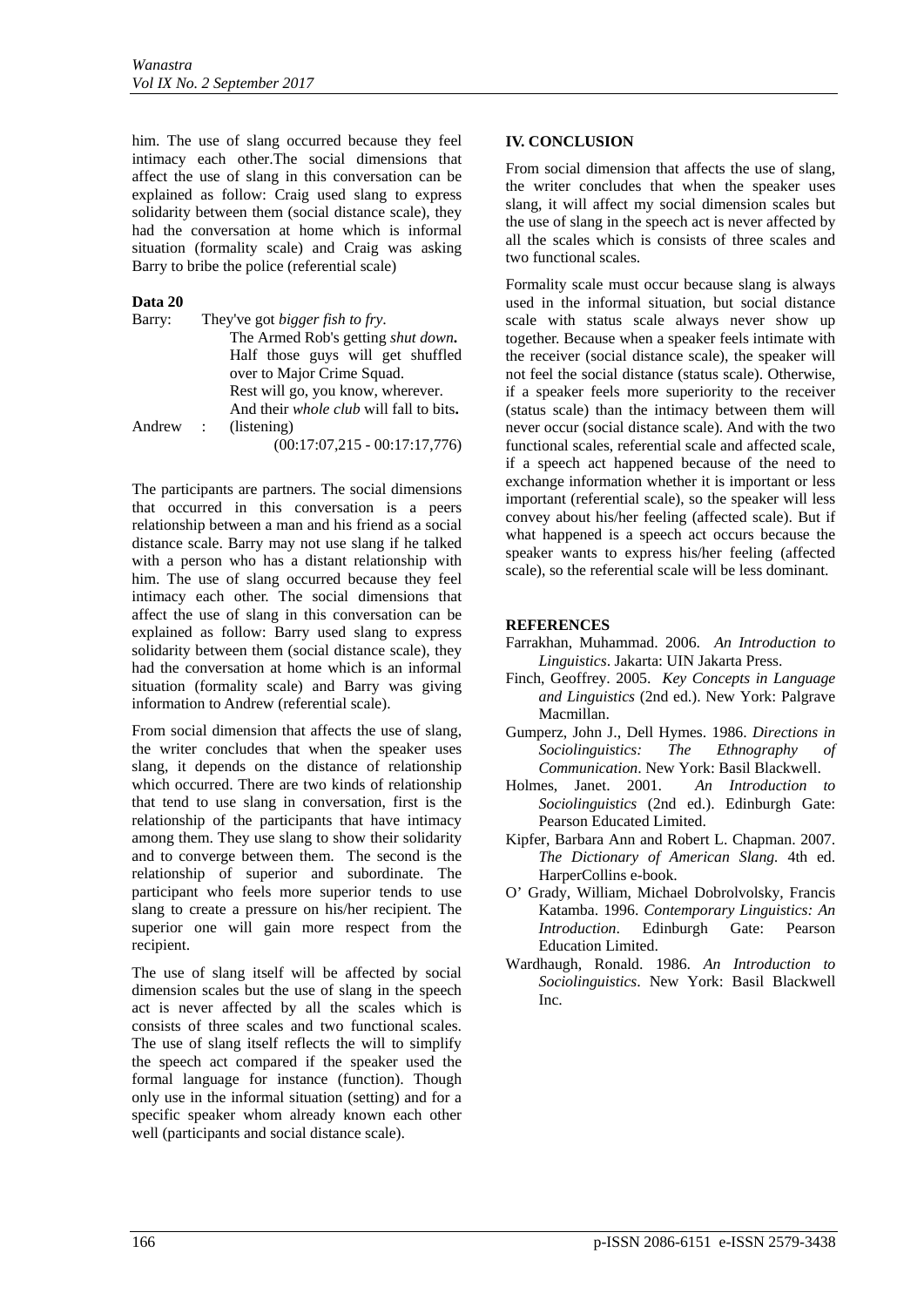him. The use of slang occurred because they feel intimacy each other.The social dimensions that affect the use of slang in this conversation can be explained as follow: Craig used slang to express solidarity between them (social distance scale), they had the conversation at home which is informal situation (formality scale) and Craig was asking Barry to bribe the police (referential scale)

**Data 20**

Barry: They've got *bigger fish to fry*.
The Armed Rob's getting *shut down***.**
Half those guys will get shuffled over to Major Crime Squad.
Rest will go, you know, wherever.
And their *whole club* will fall to bits**.**

Andrew : (listening)

(00:17:07,215 - 00:17:17,776)

The participants are partners. The social dimensions that occurred in this conversation is a peers relationship between a man and his friend as a social distance scale. Barry may not use slang if he talked with a person who has a distant relationship with him. The use of slang occurred because they feel intimacy each other. The social dimensions that affect the use of slang in this conversation can be explained as follow: Barry used slang to express solidarity between them (social distance scale), they had the conversation at home which is an informal situation (formality scale) and Barry was giving information to Andrew (referential scale).

From social dimension that affects the use of slang, the writer concludes that when the speaker uses slang, it depends on the distance of relationship which occurred. There are two kinds of relationship that tend to use slang in conversation, first is the relationship of the participants that have intimacy among them. They use slang to show their solidarity and to converge between them. The second is the relationship of superior and subordinate. The participant who feels more superior tends to use slang to create a pressure on his/her recipient. The superior one will gain more respect from the recipient.

The use of slang itself will be affected by social dimension scales but the use of slang in the speech act is never affected by all the scales which is consists of three scales and two functional scales. The use of slang itself reflects the will to simplify the speech act compared if the speaker used the formal language for instance (function). Though only use in the informal situation (setting) and for a specific speaker whom already known each other well (participants and social distance scale).

## IV. CONCLUSION

From social dimension that affects the use of slang, the writer concludes that when the speaker uses slang, it will affect my social dimension scales but the use of slang in the speech act is never affected by all the scales which is consists of three scales and two functional scales.

Formality scale must occur because slang is always used in the informal situation, but social distance scale with status scale always never show up together. Because when a speaker feels intimate with the receiver (social distance scale), the speaker will not feel the social distance (status scale). Otherwise, if a speaker feels more superiority to the receiver (status scale) than the intimacy between them will never occur (social distance scale). And with the two functional scales, referential scale and affected scale, if a speech act happened because of the need to exchange information whether it is important or less important (referential scale), so the speaker will less convey about his/her feeling (affected scale). But if what happened is a speech act occurs because the speaker wants to express his/her feeling (affected scale), so the referential scale will be less dominant.

## REFERENCES

Farrakhan, Muhammad. 2006. *An Introduction to Linguistics*. Jakarta: UIN Jakarta Press.

Finch, Geoffrey. 2005. *Key Concepts in Language and Linguistics* (2nd ed.). New York: Palgrave Macmillan.

Gumperz, John J., Dell Hymes. 1986. *Directions in Sociolinguistics: The Ethnography of Communication*. New York: Basil Blackwell.

Holmes, Janet. 2001. *An Introduction to Sociolinguistics* (2nd ed.). Edinburgh Gate: Pearson Educated Limited.

Kipfer, Barbara Ann and Robert L. Chapman. 2007. *The Dictionary of American Slang.* 4th ed. HarperCollins e-book.

O' Grady, William, Michael Dobrolvolsky, Francis Katamba. 1996. *Contemporary Linguistics: An Introduction*. Edinburgh Gate: Pearson Education Limited.

Wardhaugh, Ronald. 1986. *An Introduction to Sociolinguistics*. New York: Basil Blackwell Inc.